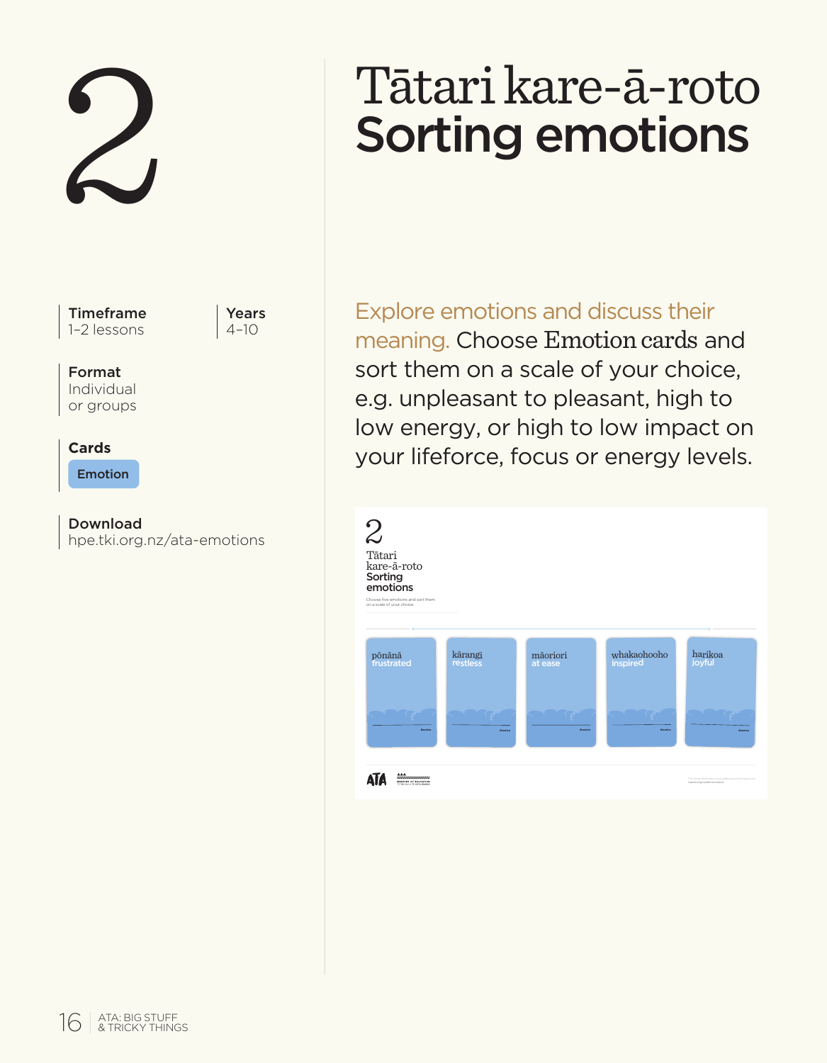# 2

# Tātari kare-ā-roto
# Sorting emotions

**Timeframe**
1–2 lessons

**Years**
4–10

**Format**
Individual or groups

**Cards**
Emotion

**Download**
hpe.tki.org.nz/ata-emotions

Explore emotions and discuss their meaning. Choose Emotion cards and sort them on a scale of your choice, e.g. unpleasant to pleasant, high to low energy, or high to low impact on your lifeforce, focus or energy levels.

2

Tātari kare-ā-roto
**Sorting emotions**

Choose five emotions and sort them on a scale of your choice.

pōnānā frustrated | kārangi restless | māoriori at ease | whakaohooho inspired | harikoa joyful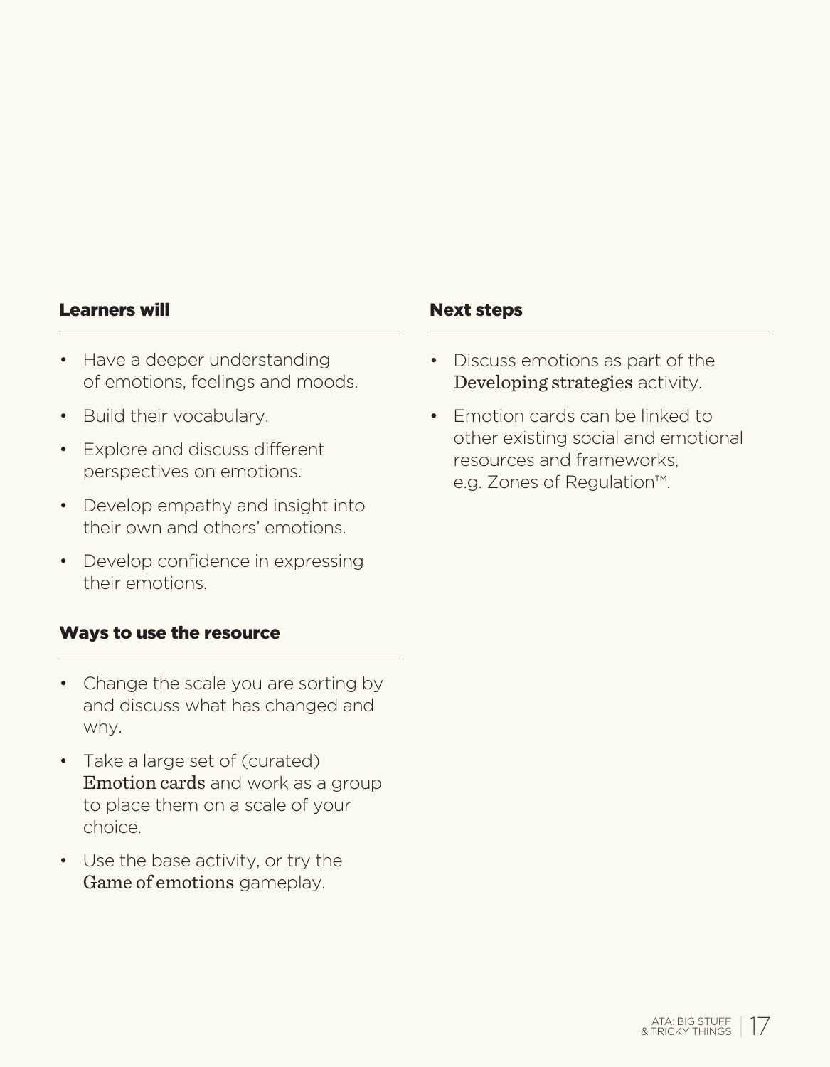## Learners will

- Have a deeper understanding of emotions, feelings and moods.
- Build their vocabulary.
- Explore and discuss different perspectives on emotions.
- Develop empathy and insight into their own and others' emotions.
- Develop confidence in expressing their emotions.

## Ways to use the resource

- Change the scale you are sorting by and discuss what has changed and why.
- Take a large set of (curated) Emotion cards and work as a group to place them on a scale of your choice.
- Use the base activity, or try the Game of emotions gameplay.

## Next steps

- Discuss emotions as part of the Developing strategies activity.
- Emotion cards can be linked to other existing social and emotional resources and frameworks, e.g. Zones of Regulation™.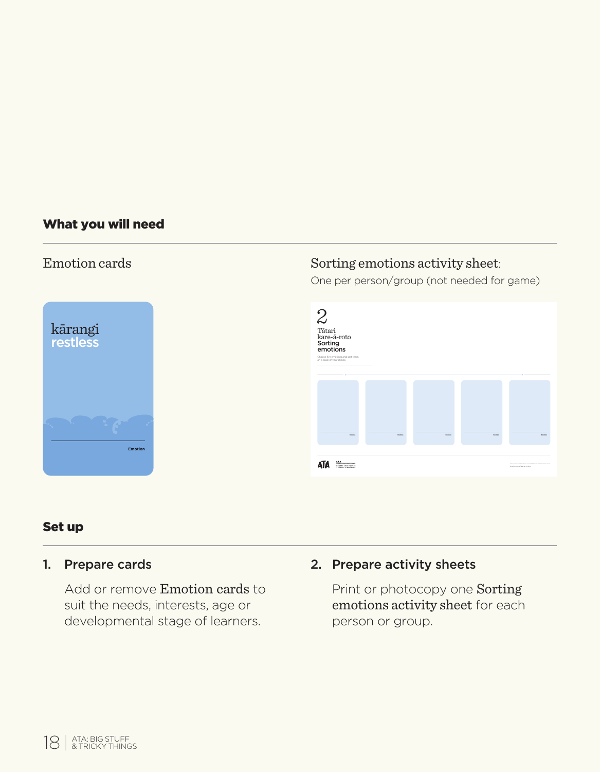## What you will need

Emotion cards

Sorting emotions activity sheet: One per person/group (not needed for game)

## Set up

1. **Prepare cards**

   Add or remove Emotion cards to suit the needs, interests, age or developmental stage of learners.

2. **Prepare activity sheets**

   Print or photocopy one Sorting emotions activity sheet for each person or group.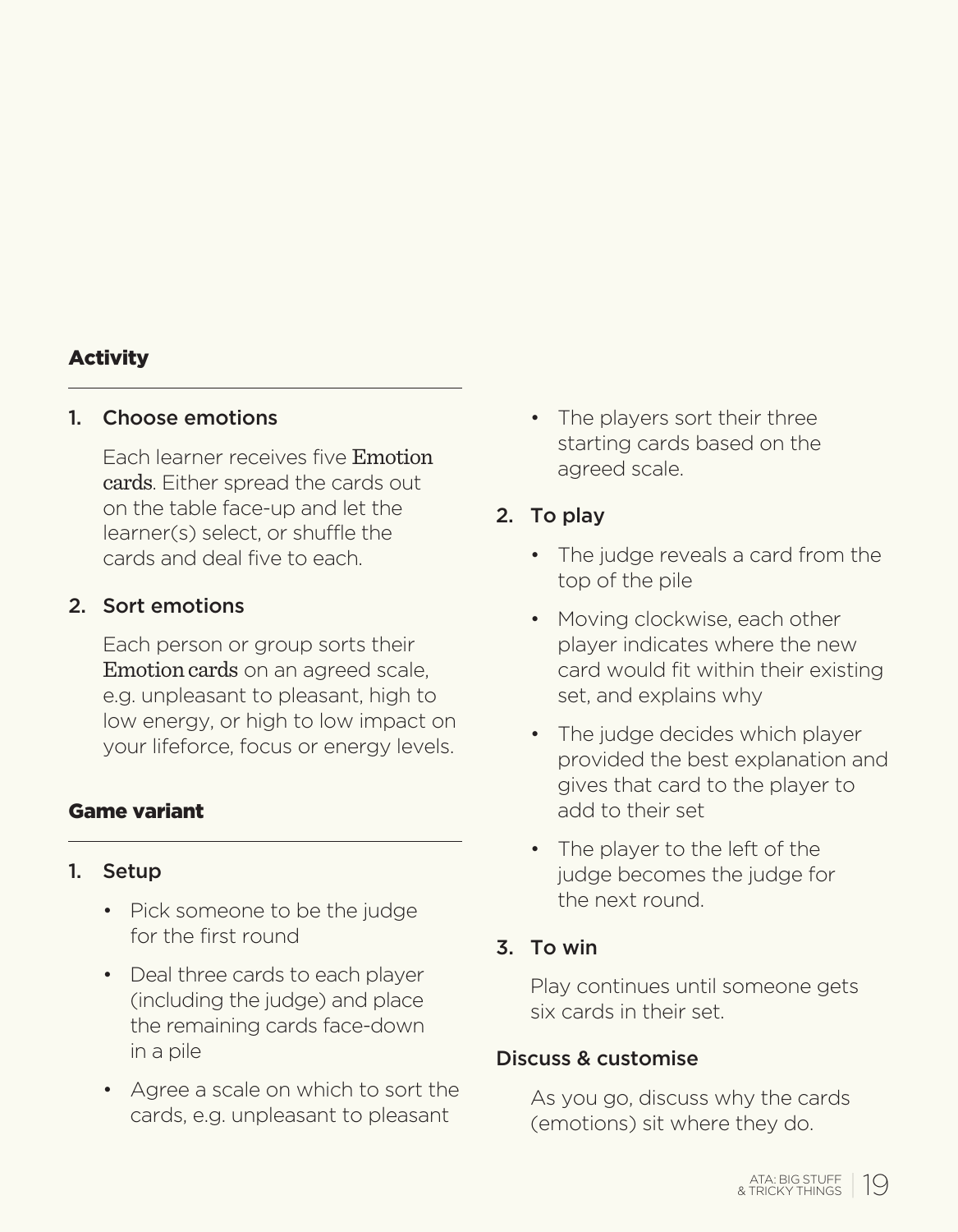## Activity

1. **Choose emotions**

   Each learner receives five **Emotion cards**. Either spread the cards out on the table face-up and let the learner(s) select, or shuffle the cards and deal five to each.

2. **Sort emotions**

   Each person or group sorts their **Emotion cards** on an agreed scale, e.g. unpleasant to pleasant, high to low energy, or high to low impact on your lifeforce, focus or energy levels.

## Game variant

1. **Setup**

   - Pick someone to be the judge for the first round
   - Deal three cards to each player (including the judge) and place the remaining cards face-down in a pile
   - Agree a scale on which to sort the cards, e.g. unpleasant to pleasant
   - The players sort their three starting cards based on the agreed scale.

2. **To play**

   - The judge reveals a card from the top of the pile
   - Moving clockwise, each other player indicates where the new card would fit within their existing set, and explains why
   - The judge decides which player provided the best explanation and gives that card to the player to add to their set
   - The player to the left of the judge becomes the judge for the next round.

3. **To win**

   Play continues until someone gets six cards in their set.

### Discuss & customise

As you go, discuss why the cards (emotions) sit where they do.